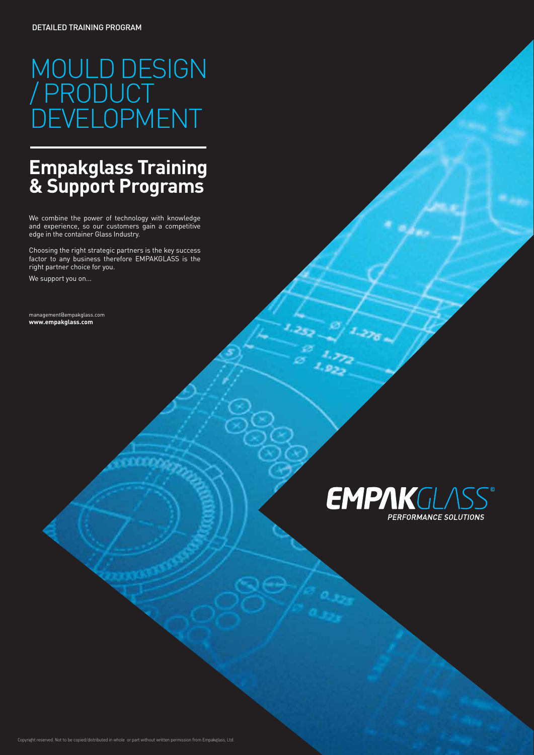DETAILED TRAINING PROGRAM

# MOULD DESIGN / PRODUCT DEVELOPMENT

## Empakglass Training & Support Programs

We combine the power of technology with knowledge and experience, so our customers gain a competitive edge in the container Glass Industry.

Choosing the right strategic partners is the key success factor to any business therefore EMPAKGLASS is the right partner choice for you.

We support you on...

management@empakglass.com
**www.empakglass.com**

EMPAKGLASS®
*PERFORMANCE SOLUTIONS*

Copyright reserved. Not to be copied/distributed in whole or part without written permission from Empakglass, Ltd.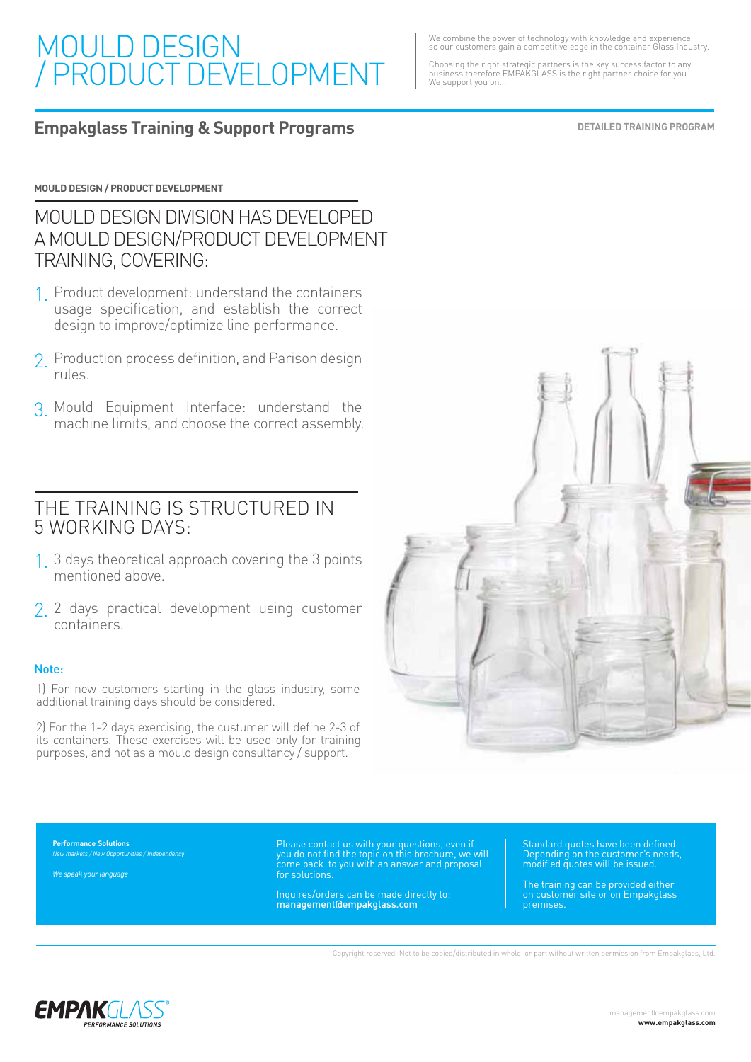# MOULD DESIGN / PRODUCT DEVELOPMENT

We combine the power of technology with knowledge and experience, so our customers gain a competitive edge in the container Glass Industry.

Choosing the right strategic partners is the key success factor to any business therefore EMPAKGLASS is the right partner choice for you. We support you on...

## Empakglass Training & Support Programs

**DETAILED TRAINING PROGRAM**

**MOULD DESIGN / PRODUCT DEVELOPMENT**

### MOULD DESIGN DIVISION HAS DEVELOPED A MOULD DESIGN/PRODUCT DEVELOPMENT TRAINING, COVERING:

1. Product development: understand the containers usage specification, and establish the correct design to improve/optimize line performance.
2. Production process definition, and Parison design rules.
3. Mould Equipment Interface: understand the machine limits, and choose the correct assembly.

### THE TRAINING IS STRUCTURED IN 5 WORKING DAYS:

1. 3 days theoretical approach covering the 3 points mentioned above.
2. 2 days practical development using customer containers.

**Note:**

1) For new customers starting in the glass industry, some additional training days should be considered.

2) For the 1-2 days exercising, the custumer will define 2-3 of its containers. These exercises will be used only for training purposes, and not as a mould design consultancy / support.

**Performance Solutions**
*New markets / New Opportunities / Independency*

*We speak your language*

Please contact us with your questions, even if you do not find the topic on this brochure, we will come back to you with an answer and proposal for solutions.

Inquires/orders can be made directly to: **management@empakglass.com**

Standard quotes have been defined. Depending on the customer's needs, modified quotes will be issued.

The training can be provided either on customer site or on Empakglass premises.

Copyright reserved. Not to be copied/distributed in whole or part without written permission from Empakglass, Ltd.

EMPAKGLASS® PERFORMANCE SOLUTIONS

management@empakglass.com
**www.empakglass.com**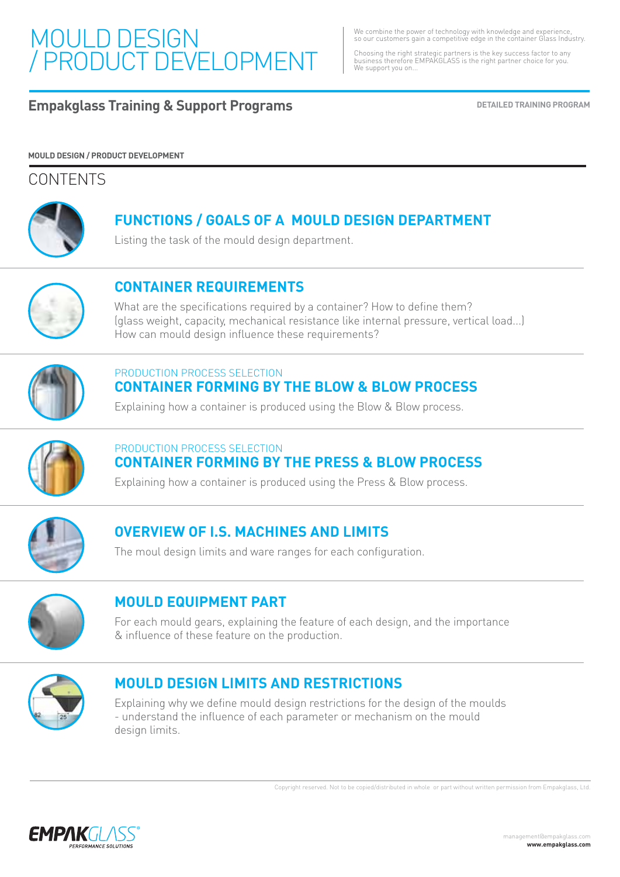# MOULD DESIGN / PRODUCT DEVELOPMENT

We combine the power of technology with knowledge and experience, so our customers gain a competitive edge in the container Glass Industry.

Choosing the right strategic partners is the key success factor to any business therefore EMPAKGLASS is the right partner choice for you. We support you on...

## Empakglass Training & Support Programs

DETAILED TRAINING PROGRAM

**MOULD DESIGN / PRODUCT DEVELOPMENT**

## CONTENTS

### FUNCTIONS / GOALS OF A MOULD DESIGN DEPARTMENT

Listing the task of the mould design department.

### CONTAINER REQUIREMENTS

What are the specifications required by a container? How to define them? (glass weight, capacity, mechanical resistance like internal pressure, vertical load...) How can mould design influence these requirements?

PRODUCTION PROCESS SELECTION

### CONTAINER FORMING BY THE BLOW & BLOW PROCESS

Explaining how a container is produced using the Blow & Blow process.

PRODUCTION PROCESS SELECTION

### CONTAINER FORMING BY THE PRESS & BLOW PROCESS

Explaining how a container is produced using the Press & Blow process.

### OVERVIEW OF I.S. MACHINES AND LIMITS

The moul design limits and ware ranges for each configuration.

### MOULD EQUIPMENT PART

For each mould gears, explaining the feature of each design, and the importance & influence of these feature on the production.

### MOULD DESIGN LIMITS AND RESTRICTIONS

Explaining why we define mould design restrictions for the design of the moulds - understand the influence of each parameter or mechanism on the mould design limits.

Copyright reserved. Not to be copied/distributed in whole or part without written permission from Empakglass, Ltd.

management@empakglass.com
**www.empakglass.com**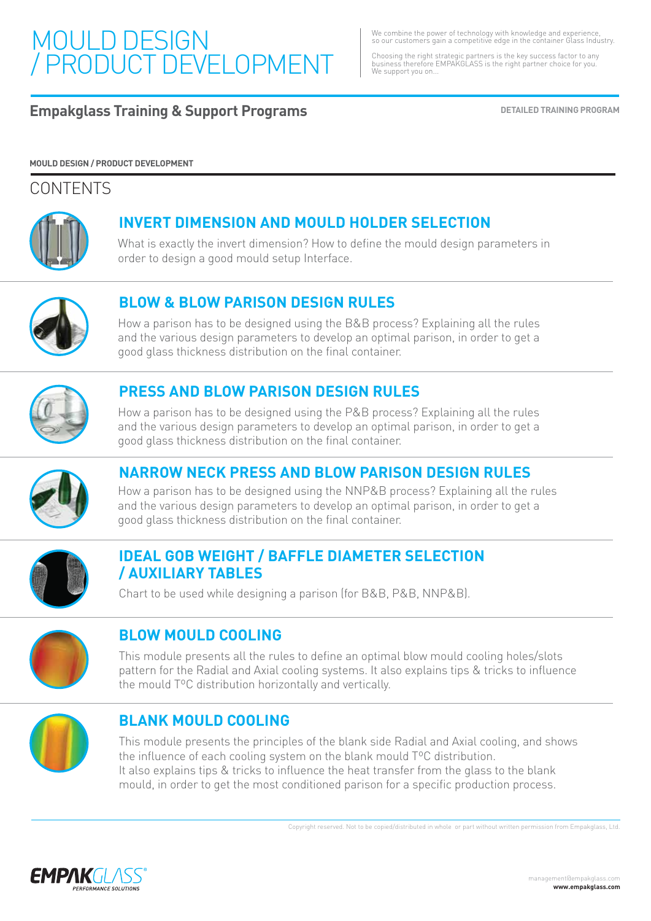# MOULD DESIGN / PRODUCT DEVELOPMENT

We combine the power of technology with knowledge and experience, so our customers gain a competitive edge in the container Glass Industry.

Choosing the right strategic partners is the key success factor to any business therefore EMPAKGLASS is the right partner choice for you. We support you on...

## Empakglass Training & Support Programs

**DETAILED TRAINING PROGRAM**

**MOULD DESIGN / PRODUCT DEVELOPMENT**

## CONTENTS

### INVERT DIMENSION AND MOULD HOLDER SELECTION

What is exactly the invert dimension? How to define the mould design parameters in order to design a good mould setup Interface.

### BLOW & BLOW PARISON DESIGN RULES

How a parison has to be designed using the B&B process? Explaining all the rules and the various design parameters to develop an optimal parison, in order to get a good glass thickness distribution on the final container.

### PRESS AND BLOW PARISON DESIGN RULES

How a parison has to be designed using the P&B process? Explaining all the rules and the various design parameters to develop an optimal parison, in order to get a good glass thickness distribution on the final container.

### NARROW NECK PRESS AND BLOW PARISON DESIGN RULES

How a parison has to be designed using the NNP&B process? Explaining all the rules and the various design parameters to develop an optimal parison, in order to get a good glass thickness distribution on the final container.

### IDEAL GOB WEIGHT / BAFFLE DIAMETER SELECTION / AUXILIARY TABLES

Chart to be used while designing a parison (for B&B, P&B, NNP&B).

### BLOW MOULD COOLING

This module presents all the rules to define an optimal blow mould cooling holes/slots pattern for the Radial and Axial cooling systems. It also explains tips & tricks to influence the mould T°C distribution horizontally and vertically.

### BLANK MOULD COOLING

This module presents the principles of the blank side Radial and Axial cooling, and shows the influence of each cooling system on the blank mould T°C distribution.
It also explains tips & tricks to influence the heat transfer from the glass to the blank mould, in order to get the most conditioned parison for a specific production process.

Copyright reserved. Not to be copied/distributed in whole or part without written permission from Empakglass, Ltd.

EMPAKGLASS® PERFORMANCE SOLUTIONS

management@empakglass.com
**www.empakglass.com**